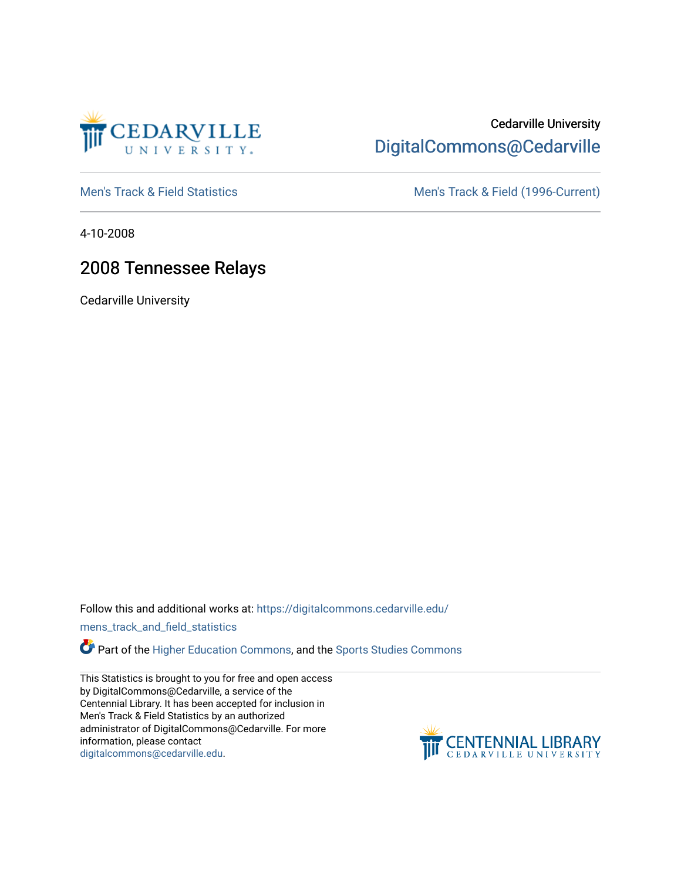Cedarville University

DigitalCommons@Cedarville

Men's Track & Field Statistics

Men's Track & Field (1996-Current)

4-10-2008

# 2008 Tennessee Relays

Cedarville University

Follow this and additional works at: https://digitalcommons.cedarville.edu/mens_track_and_field_statistics

Part of the Higher Education Commons, and the Sports Studies Commons

This Statistics is brought to you for free and open access by DigitalCommons@Cedarville, a service of the Centennial Library. It has been accepted for inclusion in Men's Track & Field Statistics by an authorized administrator of DigitalCommons@Cedarville. For more information, please contact digitalcommons@cedarville.edu.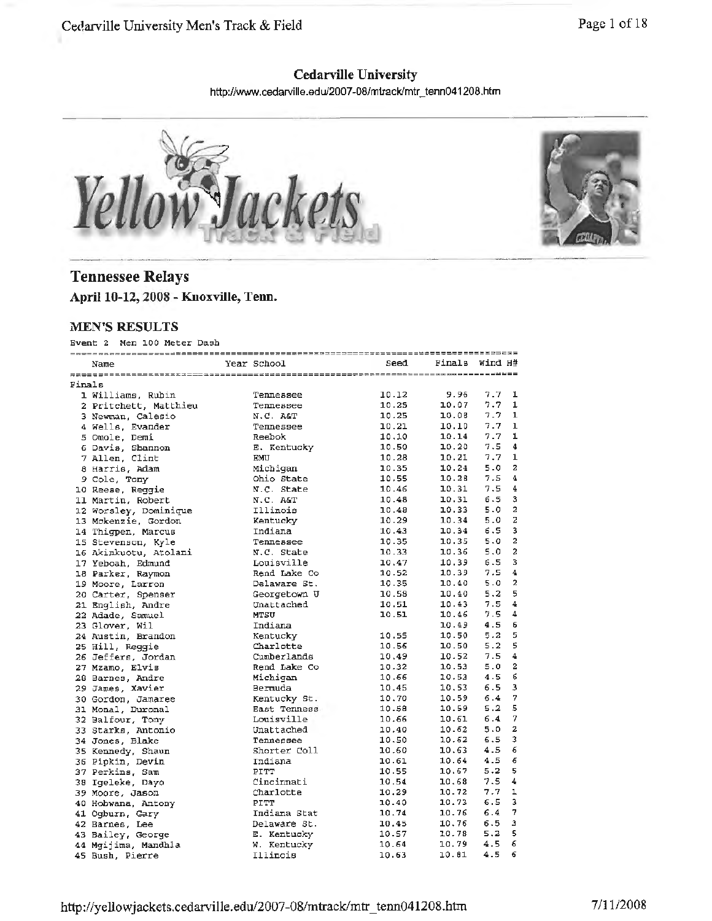## Cedarville University

http://www.cedarville.edu/2007-08/mtrack/mtr_tenn041208.htm

## Tennessee Relays

**April 10-12, 2008 - Knoxville, Tenn.**

### MEN'S RESULTS

Event 2 Men 100 Meter Dash

| | Name | Year | School | Seed | Finals | Wind | H# |
|---|---|---|---|---|---|---|---|
| **Finals** | | | | | | | |
| 1 | Williams, Rubin | | Tennessee | 10.12 | 9.96 | 7.7 | 1 |
| 2 | Pritchett, Matthieu | | Tennessee | 10.25 | 10.07 | 7.7 | 1 |
| 3 | Newman, Calesio | | N.C. A&T | 10.25 | 10.08 | 7.7 | 1 |
| 4 | Wells, Evander | | Tennessee | 10.21 | 10.10 | 7.7 | 1 |
| 5 | Omole, Demi | | Reebok | 10.10 | 10.14 | 7.7 | 1 |
| 6 | Davis, Shannon | | E. Kentucky | 10.50 | 10.20 | 7.5 | 4 |
| 7 | Allen, Clint | | EMU | 10.28 | 10.21 | 7.7 | 1 |
| 8 | Harris, Adam | | Michigan | 10.35 | 10.24 | 5.0 | 2 |
| 9 | Cole, Tony | | Ohio State | 10.55 | 10.28 | 7.5 | 4 |
| 10 | Reese, Reggie | | N.C. State | 10.46 | 10.31 | 7.5 | 4 |
| 11 | Martin, Robert | | N.C. A&T | 10.48 | 10.31 | 6.5 | 3 |
| 12 | Worsley, Dominique | | Illinois | 10.48 | 10.33 | 5.0 | 2 |
| 13 | Mckenzie, Gordon | | Kentucky | 10.29 | 10.34 | 5.0 | 2 |
| 14 | Thigpen, Marcus | | Indiana | 10.43 | 10.34 | 6.5 | 3 |
| 15 | Stevenson, Kyle | | Tennessee | 10.35 | 10.35 | 5.0 | 2 |
| 16 | Akinkuotu, Atolani | | N.C. State | 10.33 | 10.36 | 5.0 | 2 |
| 17 | Yeboah, Edmund | | Louisville | 10.47 | 10.39 | 6.5 | 3 |
| 18 | Parker, Raymon | | Rend Lake Co | 10.52 | 10.39 | 7.5 | 4 |
| 19 | Moore, Larron | | Delaware St. | 10.35 | 10.40 | 5.0 | 2 |
| 20 | Carter, Spenser | | Georgetown U | 10.58 | 10.40 | 5.2 | 5 |
| 21 | English, Andre | | Unattached | 10.51 | 10.43 | 7.5 | 4 |
| 22 | Adade, Samuel | | MTSU | 10.51 | 10.46 | 7.5 | 4 |
| 23 | Glover, Wil | | Indiana | | 10.49 | 4.5 | 6 |
| 24 | Austin, Brandon | | Kentucky | 10.55 | 10.50 | 5.2 | 5 |
| 25 | Hill, Reggie | | Charlotte | 10.56 | 10.50 | 5.2 | 5 |
| 26 | Jeffers, Jordan | | Cumberlands | 10.49 | 10.52 | 7.5 | 4 |
| 27 | Mzamo, Elvis | | Rend Lake Co | 10.32 | 10.53 | 5.0 | 2 |
| 28 | Barnes, Andre | | Michigan | 10.66 | 10.53 | 4.5 | 6 |
| 29 | James, Xavier | | Bermuda | 10.45 | 10.53 | 6.5 | 3 |
| 30 | Gordon, Jamaree | | Kentucky St. | 10.70 | 10.59 | 6.4 | 7 |
| 31 | Monal, Duronal | | East Tenness | 10.58 | 10.59 | 5.2 | 5 |
| 32 | Balfour, Tony | | Louisville | 10.66 | 10.61 | 6.4 | 7 |
| 33 | Starks, Antonio | | Unattached | 10.40 | 10.62 | 5.0 | 2 |
| 34 | Jones, Blake | | Tennessee | 10.50 | 10.62 | 6.5 | 3 |
| 35 | Kennedy, Shaun | | Shorter Coll | 10.60 | 10.63 | 4.5 | 6 |
| 36 | Pipkin, Devin | | Indiana | 10.61 | 10.64 | 4.5 | 6 |
| 37 | Perkins, Sam | | PITT | 10.55 | 10.67 | 5.2 | 5 |
| 38 | Igeleke, Dayo | | Cincinnati | 10.54 | 10.68 | 7.5 | 4 |
| 39 | Moore, Jason | | Charlotte | 10.29 | 10.72 | 7.7 | 1 |
| 40 | Hobwana, Antony | | PITT | 10.40 | 10.73 | 6.5 | 3 |
| 41 | Ogburn, Gary | | Indiana Stat | 10.74 | 10.76 | 6.4 | 7 |
| 42 | Barnes, Lee | | Delaware St. | 10.45 | 10.76 | 6.5 | 3 |
| 43 | Bailey, George | | E. Kentucky | 10.57 | 10.78 | 5.2 | 5 |
| 44 | Mgijima, Mandhla | | W. Kentucky | 10.64 | 10.79 | 4.5 | 6 |
| 45 | Bush, Pierre | | Illinois | 10.63 | 10.81 | 4.5 | 6 |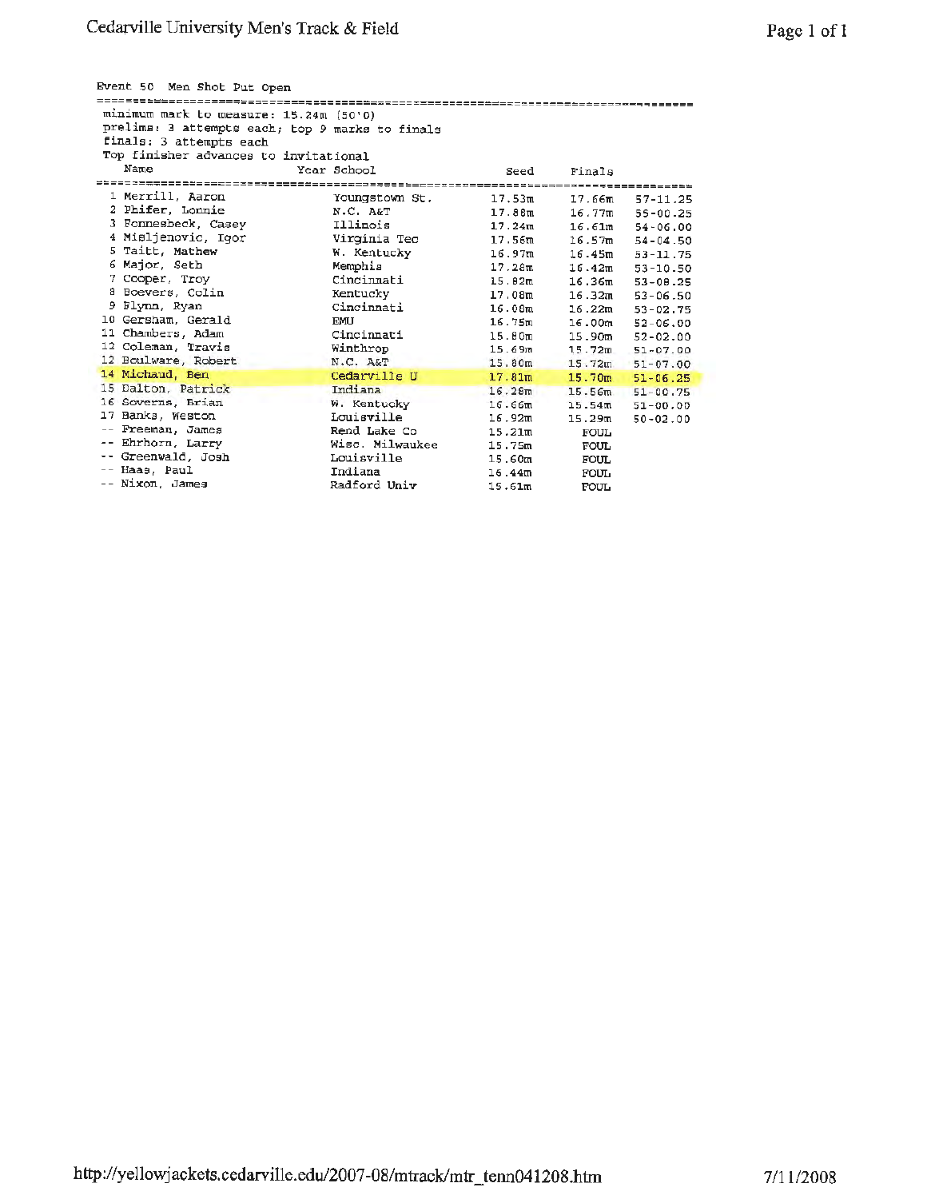# Cedarville University Men's Track & Field

Event 50 Men Shot Put Open

minimum mark to measure: 15.24m (50'0)
prelims: 3 attempts each; top 9 marks to finals
finals: 3 attempts each
Top finisher advances to invitational

| | Name | Year School | Seed | Finals | |
|---|---|---|---|---|---|
| 1 | Merrill, Aaron | Youngstown St. | 17.53m | 17.66m | 57-11.25 |
| 2 | Phifer, Lonnie | N.C. A&T | 17.88m | 16.77m | 55-00.25 |
| 3 | Fonnesbeck, Casey | Illinois | 17.24m | 16.61m | 54-06.00 |
| 4 | Misljenovic, Igor | Virginia Tec | 17.56m | 16.57m | 54-04.50 |
| 5 | Taitt, Mathew | W. Kentucky | 16.97m | 16.45m | 53-11.75 |
| 6 | Major, Seth | Memphis | 17.28m | 16.42m | 53-10.50 |
| 7 | Cooper, Troy | Cincinnati | 15.82m | 16.36m | 53-08.25 |
| 8 | Boevers, Colin | Kentucky | 17.08m | 16.32m | 53-06.50 |
| 9 | Flynn, Ryan | Cincinnati | 16.08m | 16.22m | 53-02.75 |
| 10 | Gersham, Gerald | EMU | 16.75m | 16.00m | 52-06.00 |
| 11 | Chambers, Adam | Cincinnati | 15.80m | 15.90m | 52-02.00 |
| 12 | Coleman, Travis | Winthrop | 15.69m | 15.72m | 51-07.00 |
| 12 | Boulware, Robert | N.C. A&T | 15.80m | 15.72m | 51-07.00 |
| 14 | Michaud, Ben | Cedarville U | 17.81m | 15.70m | 51-06.25 |
| 15 | Dalton, Patrick | Indiana | 16.28m | 15.56m | 51-00.75 |
| 16 | Soverns, Brian | W. Kentucky | 16.66m | 15.54m | 51-00.00 |
| 17 | Banks, Weston | Louisville | 16.92m | 15.29m | 50-02.00 |
| -- | Freeman, James | Rend Lake Co | 15.21m | FOUL | |
| -- | Ehrhorn, Larry | Wisc. Milwaukee | 15.75m | FOUL | |
| -- | Greenwald, Josh | Louisville | 15.60m | FOUL | |
| -- | Haas, Paul | Indiana | 16.44m | FOUL | |
| -- | Nixon, James | Radford Univ | 15.61m | FOUL | |

http://yellowjackets.cedarville.edu/2007-08/mtrack/mtr_tenn041208.htm 7/11/2008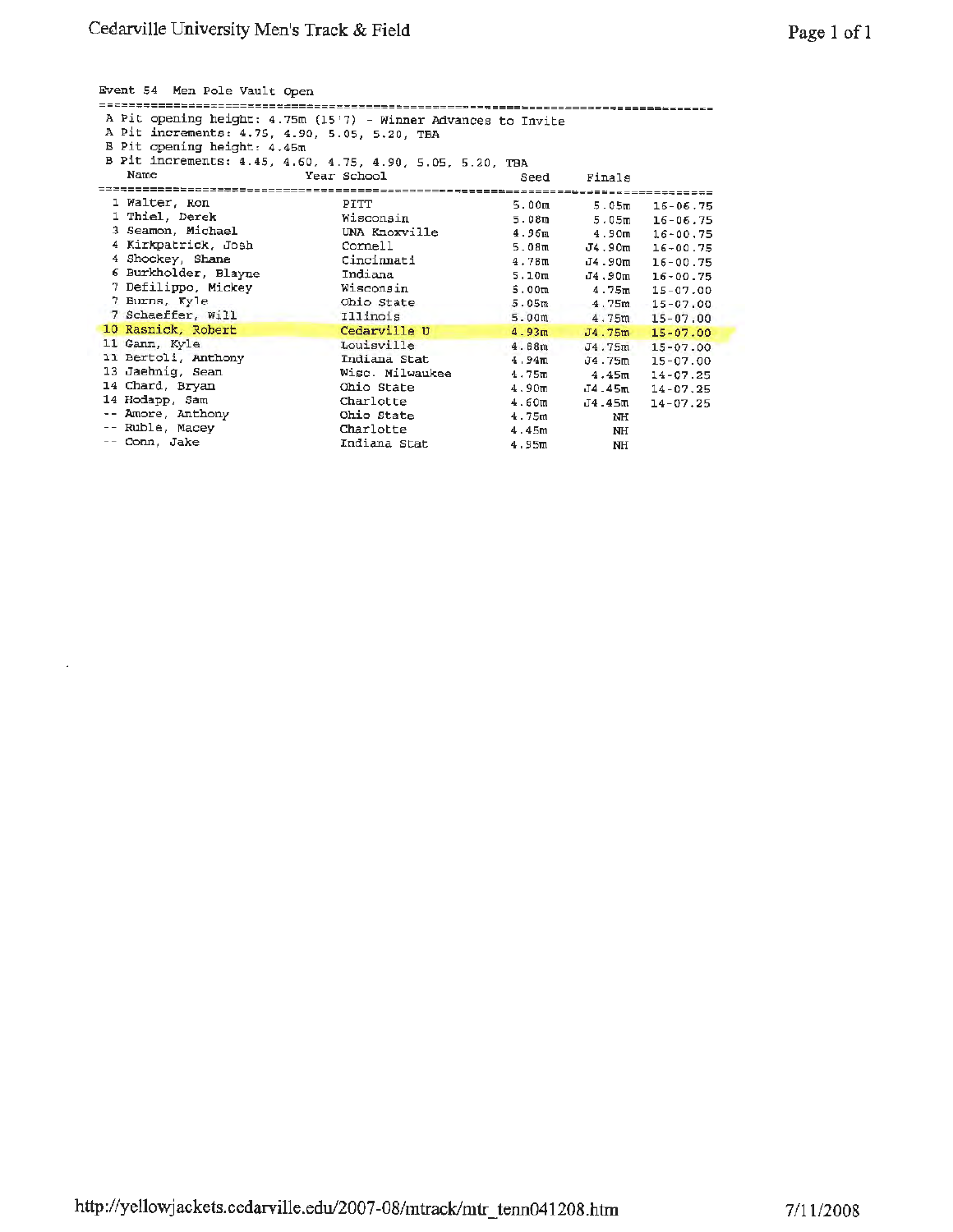Event 54 Men Pole Vault Open

A Pit opening height: 4.75m (15'7) - Winner Advances to Invite
A Pit increments: 4.75, 4.90, 5.05, 5.20, TBA
B Pit opening height: 4.45m
B Pit increments: 4.45, 4.60, 4.75, 4.90, 5.05, 5.20, TBA

| | Name | Year | School | Seed | Finals | |
|---|---|---|---|---|---|---|
| 1 | Walter, Ron | | PITT | 5.00m | 5.05m | 16-06.75 |
| 1 | Thiel, Derek | | Wisconsin | 5.08m | 5.05m | 16-06.75 |
| 3 | Seamon, Michael | | UNA Knoxville | 4.96m | 4.90m | 16-00.75 |
| 4 | Kirkpatrick, Josh | | Cornell | 5.08m | J4.90m | 16-00.75 |
| 4 | Shockey, Shane | | Cincinnati | 4.78m | J4.90m | 16-00.75 |
| 6 | Burkholder, Blayne | | Indiana | 5.10m | J4.90m | 16-00.75 |
| 7 | Defilippo, Mickey | | Wisconsin | 5.00m | 4.75m | 15-07.00 |
| 7 | Burns, Kyle | | Ohio State | 5.05m | 4.75m | 15-07.00 |
| 7 | Schaeffer, Will | | Illinois | 5.00m | 4.75m | 15-07.00 |
| 10 | Rasnick, Robert | | Cedarville U | 4.93m | J4.75m | 15-07.00 |
| 11 | Gann, Kyle | | Louisville | 4.88m | J4.75m | 15-07.00 |
| 11 | Bertoli, Anthony | | Indiana Stat | 4.94m | J4.75m | 15-07.00 |
| 13 | Jaehnig, Sean | | Wisc. Milwaukee | 4.75m | 4.45m | 14-07.25 |
| 14 | Chard, Bryan | | Ohio State | 4.90m | J4.45m | 14-07.25 |
| 14 | Hodapp, Sam | | Charlotte | 4.60m | J4.45m | 14-07.25 |
| -- | Amore, Anthony | | Ohio State | 4.75m | NH | |
| -- | Ruble, Macey | | Charlotte | 4.45m | NH | |
| -- | Conn, Jake | | Indiana Stat | 4.95m | NH | |